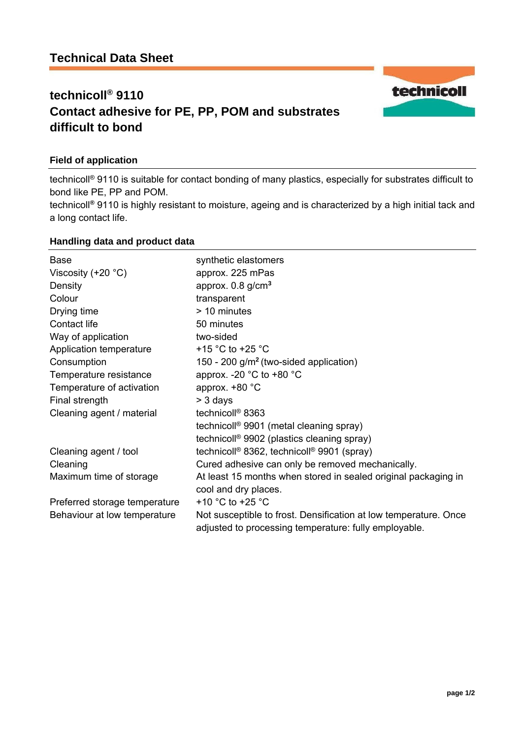# Technical Data Sheet

## technicoll® 9110
## Contact adhesive for PE, PP, POM and substrates difficult to bond

### Field of application

technicoll® 9110 is suitable for contact bonding of many plastics, especially for substrates difficult to bond like PE, PP and POM.
technicoll® 9110 is highly resistant to moisture, ageing and is characterized by a high initial tack and a long contact life.

### Handling data and product data

| | |
|---|---|
| Base | synthetic elastomers |
| Viscosity (+20 °C) | approx. 225 mPas |
| Density | approx. 0.8 g/cm³ |
| Colour | transparent |
| Drying time | > 10 minutes |
| Contact life | 50 minutes |
| Way of application | two-sided |
| Application temperature | +15 °C to +25 °C |
| Consumption | 150 - 200 g/m² (two-sided application) |
| Temperature resistance | approx. -20 °C to +80 °C |
| Temperature of activation | approx. +80 °C |
| Final strength | > 3 days |
| Cleaning agent / material | technicoll® 8363<br>technicoll® 9901 (metal cleaning spray)<br>technicoll® 9902 (plastics cleaning spray) |
| Cleaning agent / tool | technicoll® 8362, technicoll® 9901 (spray) |
| Cleaning | Cured adhesive can only be removed mechanically. |
| Maximum time of storage | At least 15 months when stored in sealed original packaging in cool and dry places. |
| Preferred storage temperature | +10 °C to +25 °C |
| Behaviour at low temperature | Not susceptible to frost. Densification at low temperature. Once adjusted to processing temperature: fully employable. |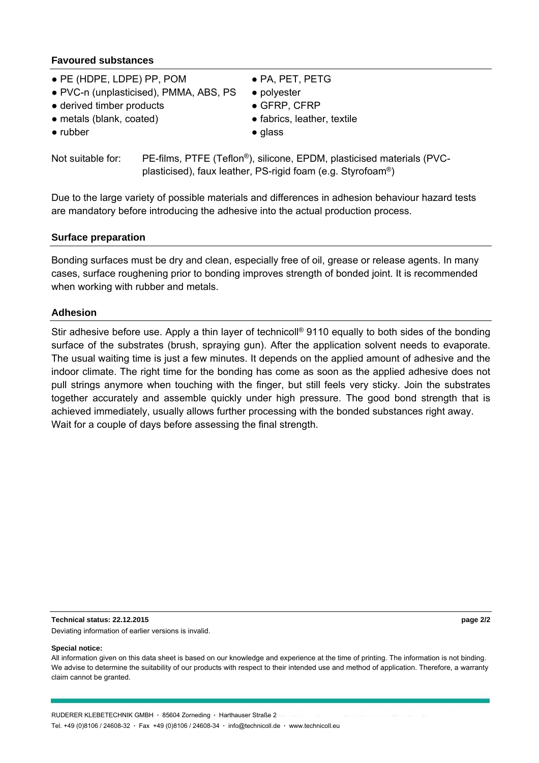## Favoured substances

- PE (HDPE, LDPE) PP, POM
- PVC-n (unplasticised), PMMA, ABS, PS
- derived timber products
- metals (blank, coated)
- rubber
- PA, PET, PETG
- polyester
- GFRP, CFRP
- fabrics, leather, textile
- glass

Not suitable for: PE-films, PTFE (Teflon®), silicone, EPDM, plasticised materials (PVC-plasticised), faux leather, PS-rigid foam (e.g. Styrofoam®)

Due to the large variety of possible materials and differences in adhesion behaviour hazard tests are mandatory before introducing the adhesive into the actual production process.

## Surface preparation

Bonding surfaces must be dry and clean, especially free of oil, grease or release agents. In many cases, surface roughening prior to bonding improves strength of bonded joint. It is recommended when working with rubber and metals.

## Adhesion

Stir adhesive before use. Apply a thin layer of technicoll® 9110 equally to both sides of the bonding surface of the substrates (brush, spraying gun). After the application solvent needs to evaporate. The usual waiting time is just a few minutes. It depends on the applied amount of adhesive and the indoor climate. The right time for the bonding has come as soon as the applied adhesive does not pull strings anymore when touching with the finger, but still feels very sticky. Join the substrates together accurately and assemble quickly under high pressure. The good bond strength that is achieved immediately, usually allows further processing with the bonded substances right away.
Wait for a couple of days before assessing the final strength.

**Technical status: 22.12.2015**

Deviating information of earlier versions is invalid.

**Special notice:**

All information given on this data sheet is based on our knowledge and experience at the time of printing. The information is not binding. We advise to determine the suitability of our products with respect to their intended use and method of application. Therefore, a warranty claim cannot be granted.

RUDERER KLEBETECHNIK GMBH · 85604 Zorneding · Harthauser Straße 2

Tel. +49 (0)8106 / 24608-32 · Fax +49 (0)8106 / 24608-34 · info@technicoll.de · www.technicoll.eu